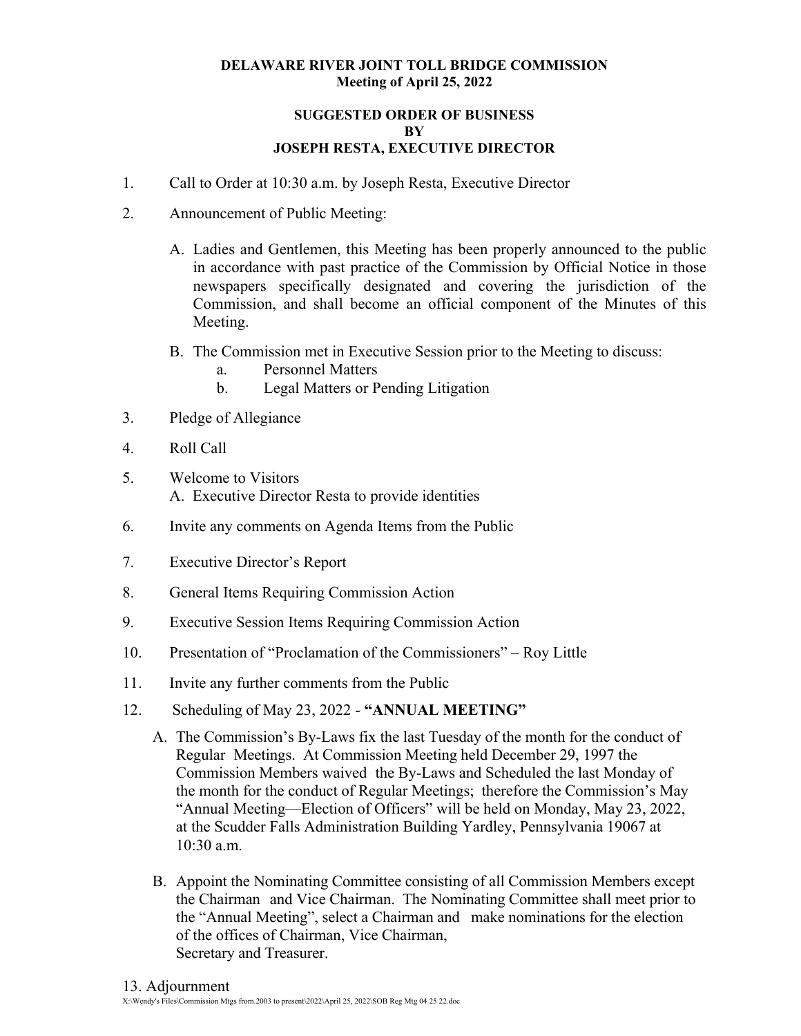**DELAWARE RIVER JOINT TOLL BRIDGE COMMISSION**
**Meeting of April 25, 2022**

**SUGGESTED ORDER OF BUSINESS**
**BY**
**JOSEPH RESTA, EXECUTIVE DIRECTOR**

1. Call to Order at 10:30 a.m. by Joseph Resta, Executive Director

2. Announcement of Public Meeting:

   A. Ladies and Gentlemen, this Meeting has been properly announced to the public in accordance with past practice of the Commission by Official Notice in those newspapers specifically designated and covering the jurisdiction of the Commission, and shall become an official component of the Minutes of this Meeting.

   B. The Commission met in Executive Session prior to the Meeting to discuss:
      a. Personnel Matters
      b. Legal Matters or Pending Litigation

3. Pledge of Allegiance

4. Roll Call

5. Welcome to Visitors
   A. Executive Director Resta to provide identities

6. Invite any comments on Agenda Items from the Public

7. Executive Director's Report

8. General Items Requiring Commission Action

9. Executive Session Items Requiring Commission Action

10. Presentation of "Proclamation of the Commissioners" – Roy Little

11. Invite any further comments from the Public

12. Scheduling of May 23, 2022 - **"ANNUAL MEETING"**

   A. The Commission's By-Laws fix the last Tuesday of the month for the conduct of Regular Meetings. At Commission Meeting held December 29, 1997 the Commission Members waived the By-Laws and Scheduled the last Monday of the month for the conduct of Regular Meetings; therefore the Commission's May "Annual Meeting—Election of Officers" will be held on Monday, May 23, 2022, at the Scudder Falls Administration Building Yardley, Pennsylvania 19067 at 10:30 a.m.

   B. Appoint the Nominating Committee consisting of all Commission Members except the Chairman and Vice Chairman. The Nominating Committee shall meet prior to the "Annual Meeting", select a Chairman and make nominations for the election of the offices of Chairman, Vice Chairman, Secretary and Treasurer.

13. Adjournment

X:\Wendy's Files\Commission Mtgs from.2003 to present\2022\April 25, 2022\SOB Reg Mtg 04 25 22.doc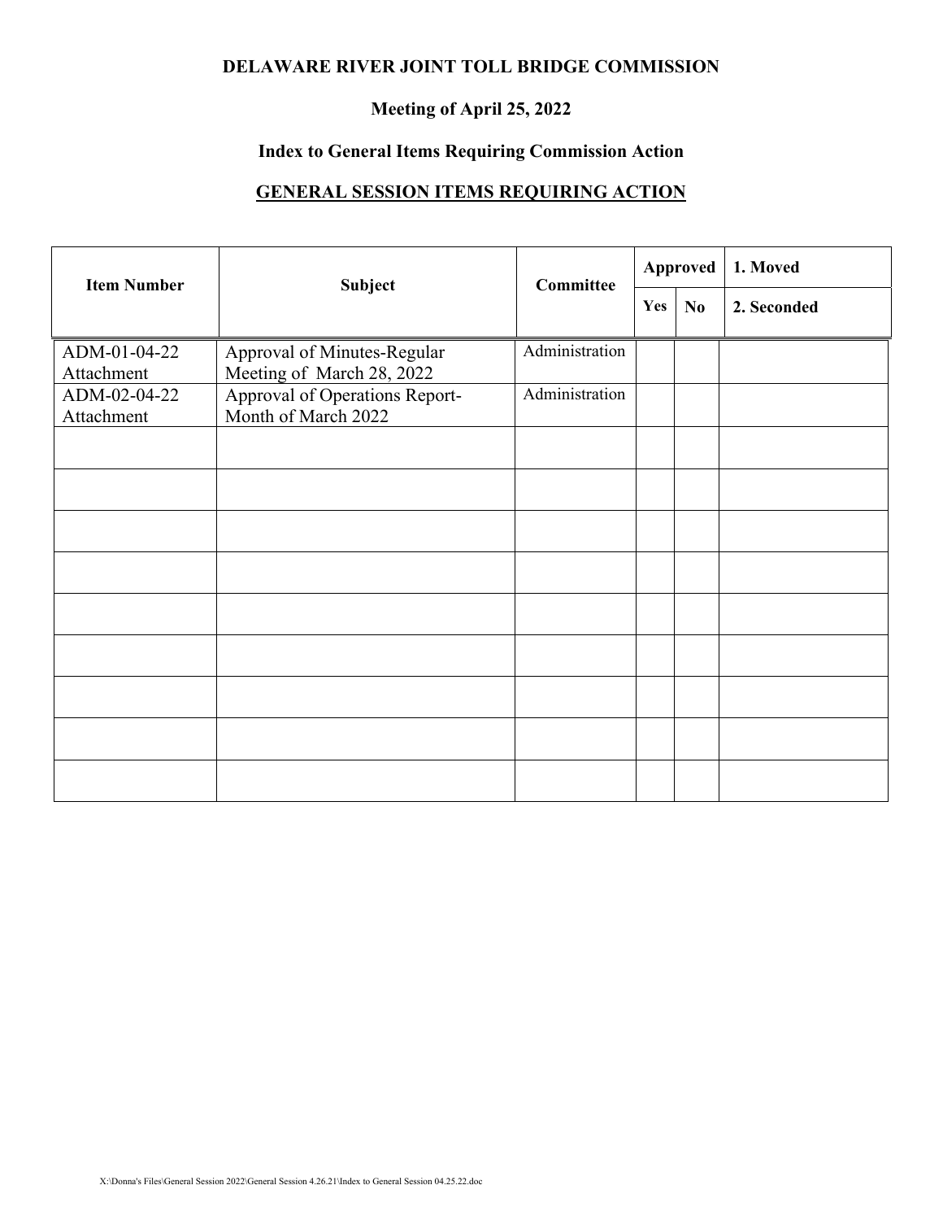**DELAWARE RIVER JOINT TOLL BRIDGE COMMISSION**

**Meeting of April 25, 2022**

**Index to General Items Requiring Commission Action**

**GENERAL SESSION ITEMS REQUIRING ACTION**

| Item Number | Subject | Committee | Approved | | 1. Moved |
|---|---|---|---|---|---|
| | | | Yes | No | 2. Seconded |
| ADM-01-04-22 Attachment | Approval of Minutes-Regular Meeting of March 28, 2022 | Administration | | | |
| ADM-02-04-22 Attachment | Approval of Operations Report-Month of March 2022 | Administration | | | |
| | | | | | |
| | | | | | |
| | | | | | |
| | | | | | |
| | | | | | |
| | | | | | |
| | | | | | |
| | | | | | |
| | | | | | |

X:\Donna's Files\General Session 2022\General Session 4.26.21\Index to General Session 04.25.22.doc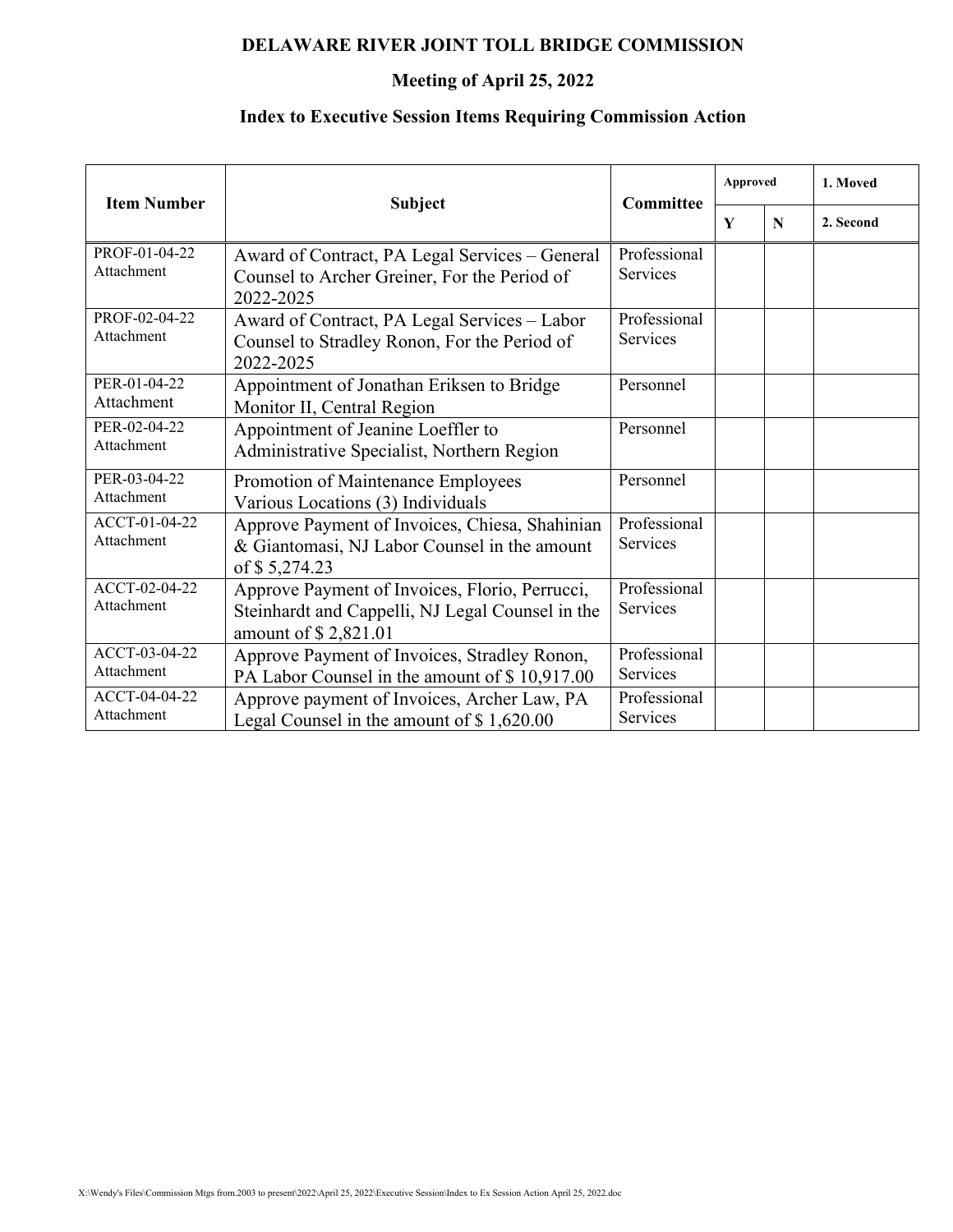# DELAWARE RIVER JOINT TOLL BRIDGE COMMISSION

## Meeting of April 25, 2022

## Index to Executive Session Items Requiring Commission Action

| Item Number | Subject | Committee | Approved | | 1. Moved |
|---|---|---|---|---|---|
| | | | Y | N | 2. Second |
| PROF-01-04-22 Attachment | Award of Contract, PA Legal Services – General Counsel to Archer Greiner, For the Period of 2022-2025 | Professional Services | | | |
| PROF-02-04-22 Attachment | Award of Contract, PA Legal Services – Labor Counsel to Stradley Ronon, For the Period of 2022-2025 | Professional Services | | | |
| PER-01-04-22 Attachment | Appointment of Jonathan Eriksen to Bridge Monitor II, Central Region | Personnel | | | |
| PER-02-04-22 Attachment | Appointment of Jeanine Loeffler to Administrative Specialist, Northern Region | Personnel | | | |
| PER-03-04-22 Attachment | Promotion of Maintenance Employees Various Locations (3) Individuals | Personnel | | | |
| ACCT-01-04-22 Attachment | Approve Payment of Invoices, Chiesa, Shahinian & Giantomasi, NJ Labor Counsel in the amount of $ 5,274.23 | Professional Services | | | |
| ACCT-02-04-22 Attachment | Approve Payment of Invoices, Florio, Perrucci, Steinhardt and Cappelli, NJ Legal Counsel in the amount of $ 2,821.01 | Professional Services | | | |
| ACCT-03-04-22 Attachment | Approve Payment of Invoices, Stradley Ronon, PA Labor Counsel in the amount of $ 10,917.00 | Professional Services | | | |
| ACCT-04-04-22 Attachment | Approve payment of Invoices, Archer Law, PA Legal Counsel in the amount of $ 1,620.00 | Professional Services | | | |

X:\Wendy's Files\Commission Mtgs from.2003 to present\2022\April 25, 2022\Executive Session\Index to Ex Session Action April 25, 2022.doc